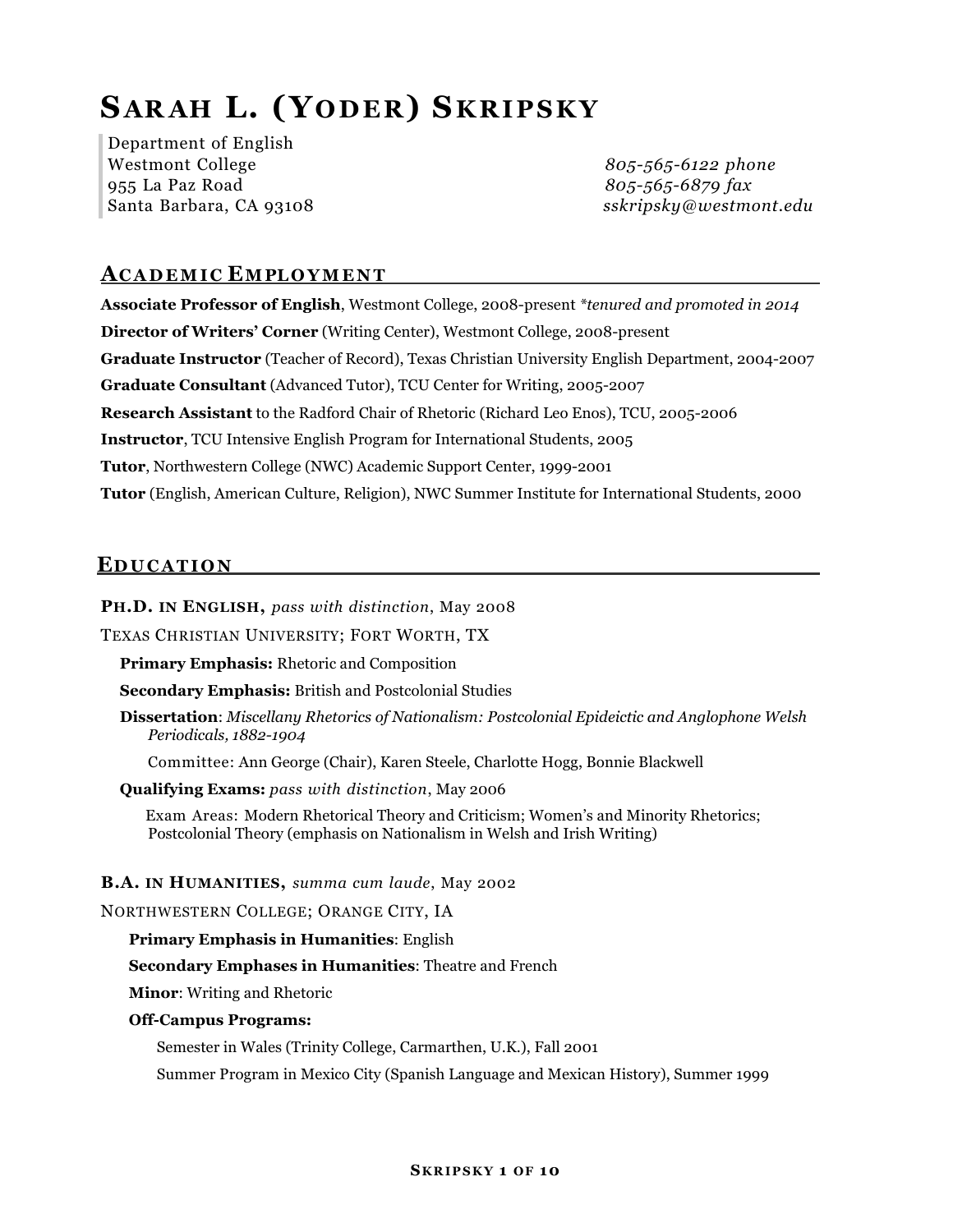# Sarah L. (Yoder) Skripsky

Department of English
Westmont College
955 La Paz Road
Santa Barbara, CA 93108

*805-565-6122 phone*
*805-565-6879 fax*
*sskripsky@westmont.edu*

## Academic Employment

**Associate Professor of English**, Westmont College, 2008-present *\*tenured and promoted in 2014*

**Director of Writers' Corner** (Writing Center), Westmont College, 2008-present

**Graduate Instructor** (Teacher of Record), Texas Christian University English Department, 2004-2007

**Graduate Consultant** (Advanced Tutor), TCU Center for Writing, 2005-2007

**Research Assistant** to the Radford Chair of Rhetoric (Richard Leo Enos), TCU, 2005-2006

**Instructor**, TCU Intensive English Program for International Students, 2005

**Tutor**, Northwestern College (NWC) Academic Support Center, 1999-2001

**Tutor** (English, American Culture, Religion), NWC Summer Institute for International Students, 2000

## Education

**Ph.D. in English,** *pass with distinction*, May 2008

Texas Christian University; Fort Worth, TX

**Primary Emphasis:** Rhetoric and Composition

**Secondary Emphasis:** British and Postcolonial Studies

**Dissertation**: *Miscellany Rhetorics of Nationalism: Postcolonial Epideictic and Anglophone Welsh Periodicals, 1882-1904*

Committee: Ann George (Chair), Karen Steele, Charlotte Hogg, Bonnie Blackwell

**Qualifying Exams:** *pass with distinction*, May 2006

Exam Areas: Modern Rhetorical Theory and Criticism; Women's and Minority Rhetorics; Postcolonial Theory (emphasis on Nationalism in Welsh and Irish Writing)

**B.A. in Humanities,** *summa cum laude*, May 2002

Northwestern College; Orange City, IA

**Primary Emphasis in Humanities**: English

**Secondary Emphases in Humanities**: Theatre and French

**Minor**: Writing and Rhetoric

**Off-Campus Programs:**

Semester in Wales (Trinity College, Carmarthen, U.K.), Fall 2001

Summer Program in Mexico City (Spanish Language and Mexican History), Summer 1999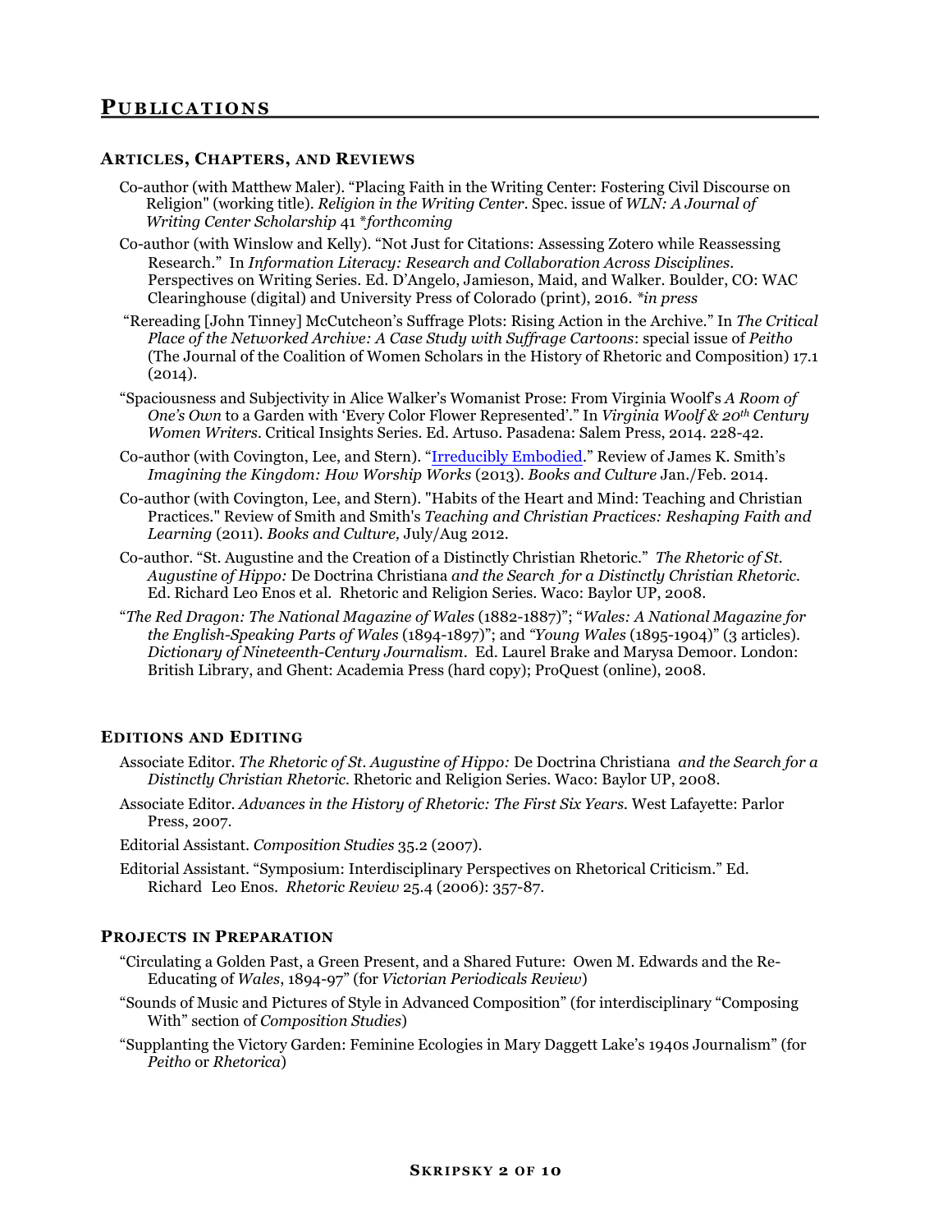# PUBLICATIONS

## ARTICLES, CHAPTERS, AND REVIEWS

Co-author (with Matthew Maler). "Placing Faith in the Writing Center: Fostering Civil Discourse on Religion" (working title). *Religion in the Writing Center*. Spec. issue of *WLN: A Journal of Writing Center Scholarship* 41 *\*forthcoming*

Co-author (with Winslow and Kelly). "Not Just for Citations: Assessing Zotero while Reassessing Research." In *Information Literacy: Research and Collaboration Across Disciplines*. Perspectives on Writing Series. Ed. D'Angelo, Jamieson, Maid, and Walker. Boulder, CO: WAC Clearinghouse (digital) and University Press of Colorado (print), 2016. *\*in press*

"Rereading [John Tinney] McCutcheon's Suffrage Plots: Rising Action in the Archive." In *The Critical Place of the Networked Archive: A Case Study with Suffrage Cartoons*: special issue of *Peitho* (The Journal of the Coalition of Women Scholars in the History of Rhetoric and Composition) 17.1 (2014).

"Spaciousness and Subjectivity in Alice Walker's Womanist Prose: From Virginia Woolf's *A Room of One's Own* to a Garden with 'Every Color Flower Represented'." In *Virginia Woolf & 20th Century Women Writers*. Critical Insights Series. Ed. Artuso. Pasadena: Salem Press, 2014. 228-42.

Co-author (with Covington, Lee, and Stern). "Irreducibly Embodied." Review of James K. Smith's *Imagining the Kingdom: How Worship Works* (2013). *Books and Culture* Jan./Feb. 2014.

Co-author (with Covington, Lee, and Stern). "Habits of the Heart and Mind: Teaching and Christian Practices." Review of Smith and Smith's *Teaching and Christian Practices: Reshaping Faith and Learning* (2011). *Books and Culture,* July/Aug 2012.

Co-author. "St. Augustine and the Creation of a Distinctly Christian Rhetoric." *The Rhetoric of St. Augustine of Hippo:* De Doctrina Christiana *and the Search for a Distinctly Christian Rhetoric.* Ed. Richard Leo Enos et al. Rhetoric and Religion Series. Waco: Baylor UP, 2008.

"*The Red Dragon: The National Magazine of Wales* (1882-1887)"; "*Wales: A National Magazine for the English-Speaking Parts of Wales* (1894-1897)"; and "*Young Wales* (1895-1904)" (3 articles). *Dictionary of Nineteenth-Century Journalism*. Ed. Laurel Brake and Marysa Demoor. London: British Library, and Ghent: Academia Press (hard copy); ProQuest (online), 2008.

## EDITIONS AND EDITING

Associate Editor. *The Rhetoric of St. Augustine of Hippo:* De Doctrina Christiana *and the Search for a Distinctly Christian Rhetoric.* Rhetoric and Religion Series. Waco: Baylor UP, 2008.

Associate Editor. *Advances in the History of Rhetoric: The First Six Years.* West Lafayette: Parlor Press, 2007.

Editorial Assistant. *Composition Studies* 35.2 (2007).

Editorial Assistant. "Symposium: Interdisciplinary Perspectives on Rhetorical Criticism." Ed. Richard Leo Enos. *Rhetoric Review* 25.4 (2006): 357-87.

## PROJECTS IN PREPARATION

"Circulating a Golden Past, a Green Present, and a Shared Future: Owen M. Edwards and the Re-Educating of *Wales*, 1894-97" (for *Victorian Periodicals Review*)

"Sounds of Music and Pictures of Style in Advanced Composition" (for interdisciplinary "Composing With" section of *Composition Studies*)

"Supplanting the Victory Garden: Feminine Ecologies in Mary Daggett Lake's 1940s Journalism" (for *Peitho* or *Rhetorica*)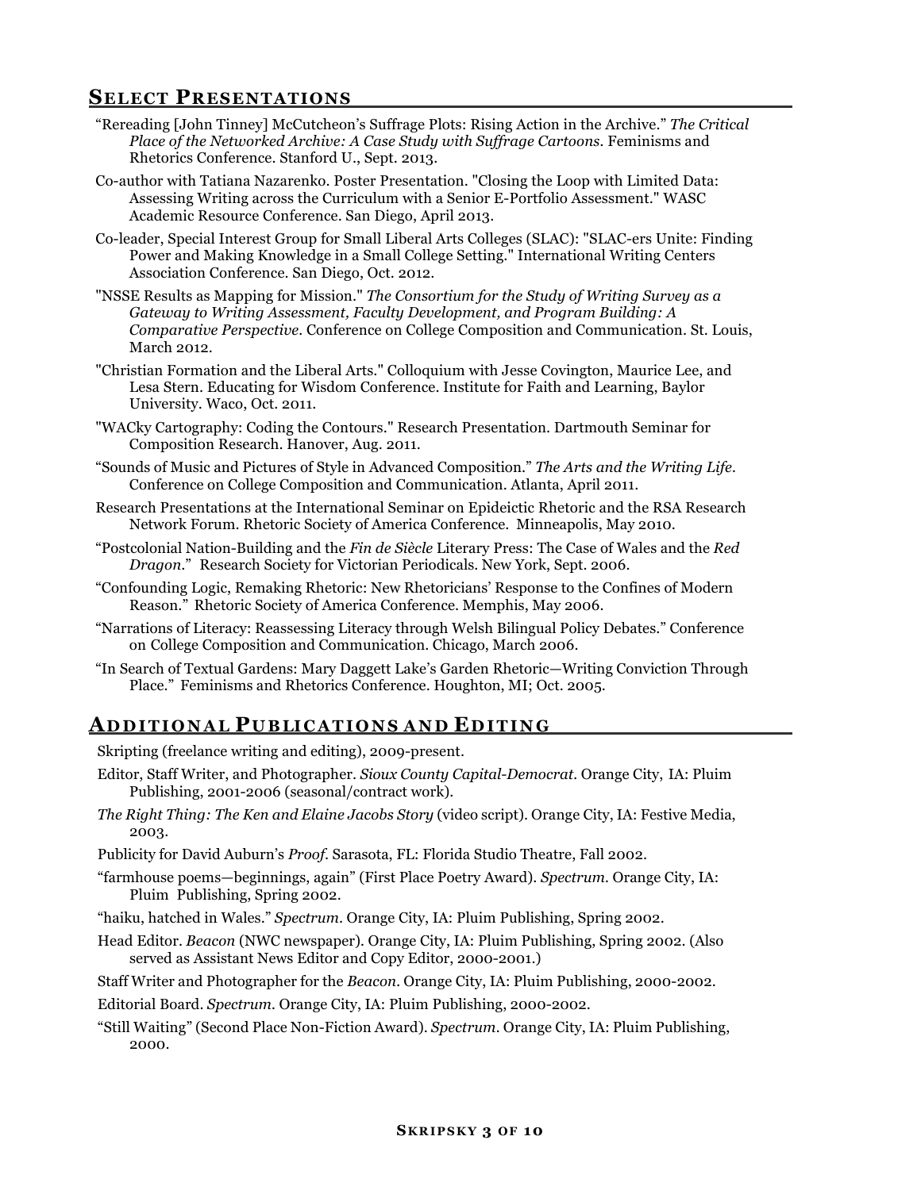## Select Presentations

“Rereading [John Tinney] McCutcheon’s Suffrage Plots: Rising Action in the Archive.” *The Critical Place of the Networked Archive: A Case Study with Suffrage Cartoons.* Feminisms and Rhetorics Conference. Stanford U., Sept. 2013.

Co-author with Tatiana Nazarenko. Poster Presentation. "Closing the Loop with Limited Data: Assessing Writing across the Curriculum with a Senior E-Portfolio Assessment." WASC Academic Resource Conference. San Diego, April 2013.

Co-leader, Special Interest Group for Small Liberal Arts Colleges (SLAC): "SLAC-ers Unite: Finding Power and Making Knowledge in a Small College Setting." International Writing Centers Association Conference. San Diego, Oct. 2012.

"NSSE Results as Mapping for Mission." *The Consortium for the Study of Writing Survey as a Gateway to Writing Assessment, Faculty Development, and Program Building: A Comparative Perspective.* Conference on College Composition and Communication. St. Louis, March 2012.

"Christian Formation and the Liberal Arts." Colloquium with Jesse Covington, Maurice Lee, and Lesa Stern. Educating for Wisdom Conference. Institute for Faith and Learning, Baylor University. Waco, Oct. 2011.

"WACky Cartography: Coding the Contours." Research Presentation. Dartmouth Seminar for Composition Research. Hanover, Aug. 2011.

“Sounds of Music and Pictures of Style in Advanced Composition.” *The Arts and the Writing Life.* Conference on College Composition and Communication. Atlanta, April 2011.

Research Presentations at the International Seminar on Epideictic Rhetoric and the RSA Research Network Forum. Rhetoric Society of America Conference. Minneapolis, May 2010.

“Postcolonial Nation-Building and the *Fin de Siècle* Literary Press: The Case of Wales and the *Red Dragon*.” Research Society for Victorian Periodicals. New York, Sept. 2006.

“Confounding Logic, Remaking Rhetoric: New Rhetoricians’ Response to the Confines of Modern Reason.” Rhetoric Society of America Conference. Memphis, May 2006.

“Narrations of Literacy: Reassessing Literacy through Welsh Bilingual Policy Debates.” Conference on College Composition and Communication. Chicago, March 2006.

“In Search of Textual Gardens: Mary Daggett Lake’s Garden Rhetoric—Writing Conviction Through Place.” Feminisms and Rhetorics Conference. Houghton, MI; Oct. 2005.

## Additional Publications and Editing

Skripting (freelance writing and editing), 2009-present.

Editor, Staff Writer, and Photographer. *Sioux County Capital-Democrat.* Orange City, IA: Pluim Publishing, 2001-2006 (seasonal/contract work).

*The Right Thing: The Ken and Elaine Jacobs Story* (video script). Orange City, IA: Festive Media, 2003.

Publicity for David Auburn’s *Proof.* Sarasota, FL: Florida Studio Theatre, Fall 2002.

“farmhouse poems—beginnings, again” (First Place Poetry Award). *Spectrum.* Orange City, IA: Pluim Publishing, Spring 2002.

“haiku, hatched in Wales.” *Spectrum.* Orange City, IA: Pluim Publishing, Spring 2002.

Head Editor. *Beacon* (NWC newspaper). Orange City, IA: Pluim Publishing, Spring 2002. (Also served as Assistant News Editor and Copy Editor, 2000-2001.)

Staff Writer and Photographer for the *Beacon.* Orange City, IA: Pluim Publishing, 2000-2002.

Editorial Board. *Spectrum.* Orange City, IA: Pluim Publishing, 2000-2002.

“Still Waiting” (Second Place Non-Fiction Award). *Spectrum.* Orange City, IA: Pluim Publishing, 2000.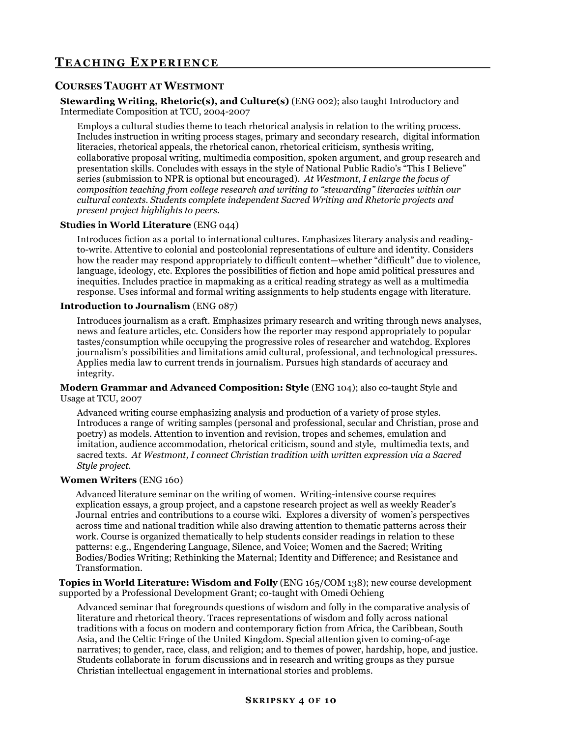## Teaching Experience

### Courses Taught at Westmont

**Stewarding Writing, Rhetoric(s), and Culture(s)** (ENG 002); also taught Introductory and Intermediate Composition at TCU, 2004-2007

Employs a cultural studies theme to teach rhetorical analysis in relation to the writing process. Includes instruction in writing process stages, primary and secondary research, digital information literacies, rhetorical appeals, the rhetorical canon, rhetorical criticism, synthesis writing, collaborative proposal writing, multimedia composition, spoken argument, and group research and presentation skills. Concludes with essays in the style of National Public Radio's "This I Believe" series (submission to NPR is optional but encouraged). *At Westmont, I enlarge the focus of composition teaching from college research and writing to "stewarding" literacies within our cultural contexts. Students complete independent Sacred Writing and Rhetoric projects and present project highlights to peers.*

**Studies in World Literature** (ENG 044)

Introduces fiction as a portal to international cultures. Emphasizes literary analysis and reading-to-write. Attentive to colonial and postcolonial representations of culture and identity. Considers how the reader may respond appropriately to difficult content—whether "difficult" due to violence, language, ideology, etc. Explores the possibilities of fiction and hope amid political pressures and inequities. Includes practice in mapmaking as a critical reading strategy as well as a multimedia response. Uses informal and formal writing assignments to help students engage with literature.

**Introduction to Journalism** (ENG 087)

Introduces journalism as a craft. Emphasizes primary research and writing through news analyses, news and feature articles, etc. Considers how the reporter may respond appropriately to popular tastes/consumption while occupying the progressive roles of researcher and watchdog. Explores journalism's possibilities and limitations amid cultural, professional, and technological pressures. Applies media law to current trends in journalism. Pursues high standards of accuracy and integrity.

**Modern Grammar and Advanced Composition: Style** (ENG 104); also co-taught Style and Usage at TCU, 2007

Advanced writing course emphasizing analysis and production of a variety of prose styles. Introduces a range of writing samples (personal and professional, secular and Christian, prose and poetry) as models. Attention to invention and revision, tropes and schemes, emulation and imitation, audience accommodation, rhetorical criticism, sound and style, multimedia texts, and sacred texts. *At Westmont, I connect Christian tradition with written expression via a Sacred Style project.*

**Women Writers** (ENG 160)

Advanced literature seminar on the writing of women. Writing-intensive course requires explication essays, a group project, and a capstone research project as well as weekly Reader's Journal entries and contributions to a course wiki. Explores a diversity of women's perspectives across time and national tradition while also drawing attention to thematic patterns across their work. Course is organized thematically to help students consider readings in relation to these patterns: e.g., Engendering Language, Silence, and Voice; Women and the Sacred; Writing Bodies/Bodies Writing; Rethinking the Maternal; Identity and Difference; and Resistance and Transformation.

**Topics in World Literature: Wisdom and Folly** (ENG 165/COM 138); new course development supported by a Professional Development Grant; co-taught with Omedi Ochieng

Advanced seminar that foregrounds questions of wisdom and folly in the comparative analysis of literature and rhetorical theory. Traces representations of wisdom and folly across national traditions with a focus on modern and contemporary fiction from Africa, the Caribbean, South Asia, and the Celtic Fringe of the United Kingdom. Special attention given to coming-of-age narratives; to gender, race, class, and religion; and to themes of power, hardship, hope, and justice. Students collaborate in forum discussions and in research and writing groups as they pursue Christian intellectual engagement in international stories and problems.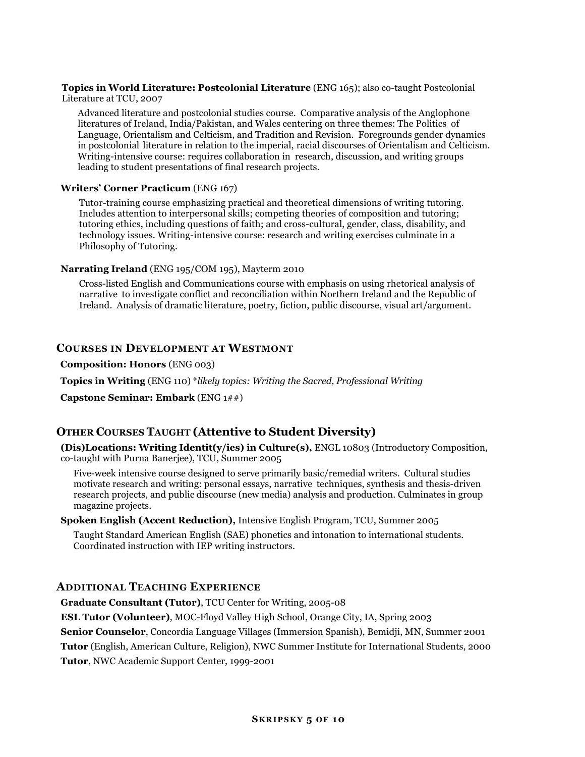**Topics in World Literature: Postcolonial Literature** (ENG 165); also co-taught Postcolonial Literature at TCU, 2007

Advanced literature and postcolonial studies course. Comparative analysis of the Anglophone literatures of Ireland, India/Pakistan, and Wales centering on three themes: The Politics of Language, Orientalism and Celticism, and Tradition and Revision. Foregrounds gender dynamics in postcolonial literature in relation to the imperial, racial discourses of Orientalism and Celticism. Writing-intensive course: requires collaboration in research, discussion, and writing groups leading to student presentations of final research projects.

**Writers' Corner Practicum** (ENG 167)

Tutor-training course emphasizing practical and theoretical dimensions of writing tutoring. Includes attention to interpersonal skills; competing theories of composition and tutoring; tutoring ethics, including questions of faith; and cross-cultural, gender, class, disability, and technology issues. Writing-intensive course: research and writing exercises culminate in a Philosophy of Tutoring.

**Narrating Ireland** (ENG 195/COM 195), Mayterm 2010

Cross-listed English and Communications course with emphasis on using rhetorical analysis of narrative to investigate conflict and reconciliation within Northern Ireland and the Republic of Ireland. Analysis of dramatic literature, poetry, fiction, public discourse, visual art/argument.

## COURSES IN DEVELOPMENT AT WESTMONT

**Composition: Honors** (ENG 003)

**Topics in Writing** (ENG 110) **likely topics: Writing the Sacred, Professional Writing*

**Capstone Seminar: Embark** (ENG 1##)

## OTHER COURSES TAUGHT (Attentive to Student Diversity)

**(Dis)Locations: Writing Identit(y/ies) in Culture(s),** ENGL 10803 (Introductory Composition, co-taught with Purna Banerjee), TCU, Summer 2005

Five-week intensive course designed to serve primarily basic/remedial writers. Cultural studies motivate research and writing: personal essays, narrative techniques, synthesis and thesis-driven research projects, and public discourse (new media) analysis and production. Culminates in group magazine projects.

**Spoken English (Accent Reduction),** Intensive English Program, TCU, Summer 2005

Taught Standard American English (SAE) phonetics and intonation to international students. Coordinated instruction with IEP writing instructors.

## ADDITIONAL TEACHING EXPERIENCE

**Graduate Consultant (Tutor)**, TCU Center for Writing, 2005-08

**ESL Tutor (Volunteer)**, MOC-Floyd Valley High School, Orange City, IA, Spring 2003

**Senior Counselor**, Concordia Language Villages (Immersion Spanish), Bemidji, MN, Summer 2001

**Tutor** (English, American Culture, Religion), NWC Summer Institute for International Students, 2000

**Tutor**, NWC Academic Support Center, 1999-2001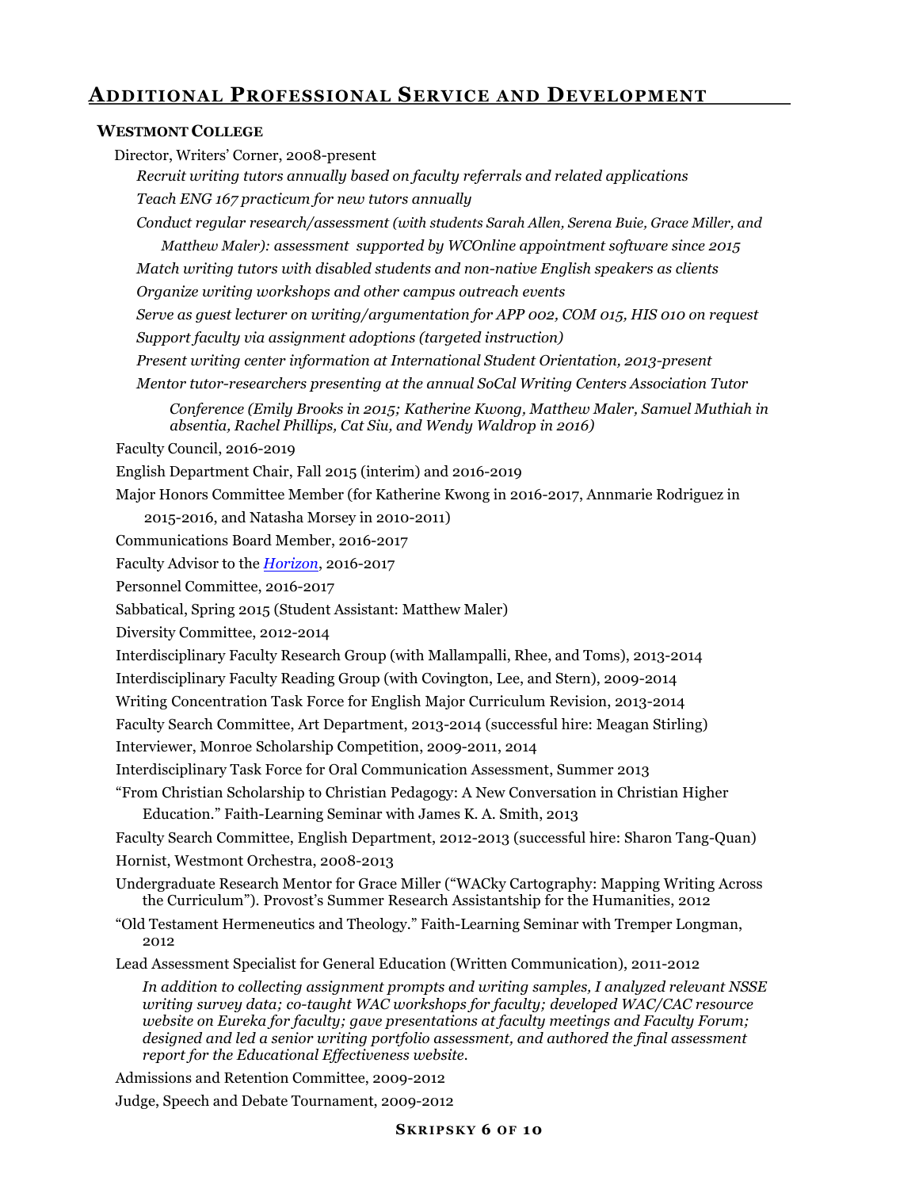## Additional Professional Service and Development

### Westmont College

Director, Writers' Corner, 2008-present

*Recruit writing tutors annually based on faculty referrals and related applications*

*Teach ENG 167 practicum for new tutors annually*

*Conduct regular research/assessment (with students Sarah Allen, Serena Buie, Grace Miller, and Matthew Maler): assessment supported by WCOnline appointment software since 2015*

*Match writing tutors with disabled students and non-native English speakers as clients*

*Organize writing workshops and other campus outreach events*

*Serve as guest lecturer on writing/argumentation for APP 002, COM 015, HIS 010 on request*

*Support faculty via assignment adoptions (targeted instruction)*

*Present writing center information at International Student Orientation, 2013-present*

*Mentor tutor-researchers presenting at the annual SoCal Writing Centers Association Tutor Conference (Emily Brooks in 2015; Katherine Kwong, Matthew Maler, Samuel Muthiah in absentia, Rachel Phillips, Cat Siu, and Wendy Waldrop in 2016)*

Faculty Council, 2016-2019

English Department Chair, Fall 2015 (interim) and 2016-2019

Major Honors Committee Member (for Katherine Kwong in 2016-2017, Annmarie Rodriguez in 2015-2016, and Natasha Morsey in 2010-2011)

Communications Board Member, 2016-2017

Faculty Advisor to the *Horizon*, 2016-2017

Personnel Committee, 2016-2017

Sabbatical, Spring 2015 (Student Assistant: Matthew Maler)

Diversity Committee, 2012-2014

Interdisciplinary Faculty Research Group (with Mallampalli, Rhee, and Toms), 2013-2014

Interdisciplinary Faculty Reading Group (with Covington, Lee, and Stern), 2009-2014

Writing Concentration Task Force for English Major Curriculum Revision, 2013-2014

Faculty Search Committee, Art Department, 2013-2014 (successful hire: Meagan Stirling)

Interviewer, Monroe Scholarship Competition, 2009-2011, 2014

Interdisciplinary Task Force for Oral Communication Assessment, Summer 2013

"From Christian Scholarship to Christian Pedagogy: A New Conversation in Christian Higher Education." Faith-Learning Seminar with James K. A. Smith, 2013

Faculty Search Committee, English Department, 2012-2013 (successful hire: Sharon Tang-Quan)

Hornist, Westmont Orchestra, 2008-2013

Undergraduate Research Mentor for Grace Miller ("WACky Cartography: Mapping Writing Across the Curriculum"). Provost's Summer Research Assistantship for the Humanities, 2012

"Old Testament Hermeneutics and Theology." Faith-Learning Seminar with Tremper Longman, 2012

Lead Assessment Specialist for General Education (Written Communication), 2011-2012

*In addition to collecting assignment prompts and writing samples, I analyzed relevant NSSE writing survey data; co-taught WAC workshops for faculty; developed WAC/CAC resource website on Eureka for faculty; gave presentations at faculty meetings and Faculty Forum; designed and led a senior writing portfolio assessment, and authored the final assessment report for the Educational Effectiveness website.*

Admissions and Retention Committee, 2009-2012

Judge, Speech and Debate Tournament, 2009-2012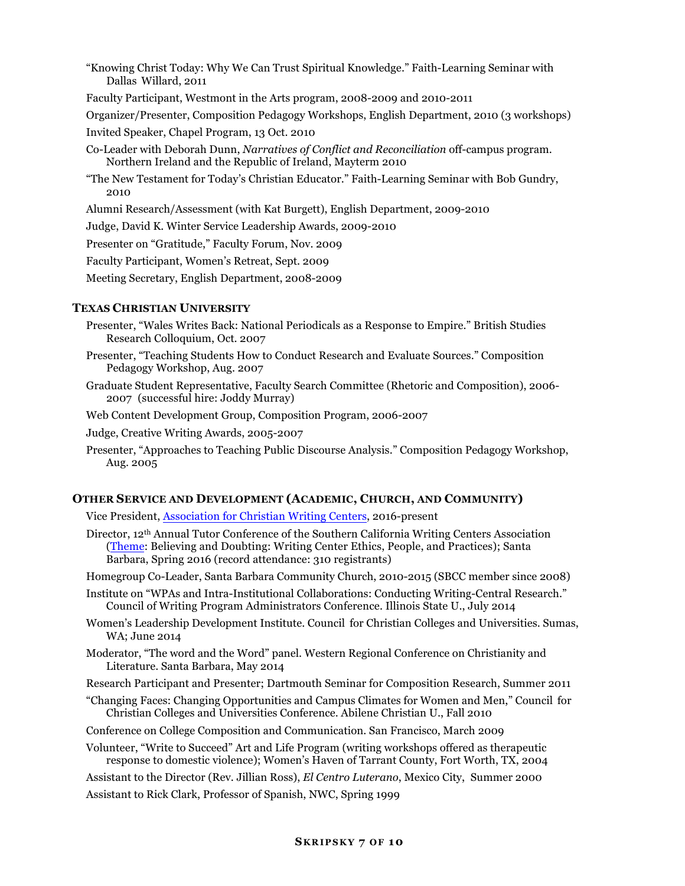"Knowing Christ Today: Why We Can Trust Spiritual Knowledge." Faith-Learning Seminar with Dallas Willard, 2011

Faculty Participant, Westmont in the Arts program, 2008-2009 and 2010-2011

Organizer/Presenter, Composition Pedagogy Workshops, English Department, 2010 (3 workshops)

Invited Speaker, Chapel Program, 13 Oct. 2010

Co-Leader with Deborah Dunn, *Narratives of Conflict and Reconciliation* off-campus program. Northern Ireland and the Republic of Ireland, Mayterm 2010

"The New Testament for Today's Christian Educator." Faith-Learning Seminar with Bob Gundry, 2010

Alumni Research/Assessment (with Kat Burgett), English Department, 2009-2010

Judge, David K. Winter Service Leadership Awards, 2009-2010

Presenter on "Gratitude," Faculty Forum, Nov. 2009

Faculty Participant, Women's Retreat, Sept. 2009

Meeting Secretary, English Department, 2008-2009

### Texas Christian University

Presenter, "Wales Writes Back: National Periodicals as a Response to Empire." British Studies Research Colloquium, Oct. 2007

Presenter, "Teaching Students How to Conduct Research and Evaluate Sources." Composition Pedagogy Workshop, Aug. 2007

Graduate Student Representative, Faculty Search Committee (Rhetoric and Composition), 2006-2007 (successful hire: Joddy Murray)

Web Content Development Group, Composition Program, 2006-2007

Judge, Creative Writing Awards, 2005-2007

Presenter, "Approaches to Teaching Public Discourse Analysis." Composition Pedagogy Workshop, Aug. 2005

### Other Service and Development (Academic, Church, and Community)

Vice President, Association for Christian Writing Centers, 2016-present

Director, 12th Annual Tutor Conference of the Southern California Writing Centers Association (Theme: Believing and Doubting: Writing Center Ethics, People, and Practices); Santa Barbara, Spring 2016 (record attendance: 310 registrants)

Homegroup Co-Leader, Santa Barbara Community Church, 2010-2015 (SBCC member since 2008)

Institute on "WPAs and Intra-Institutional Collaborations: Conducting Writing-Central Research." Council of Writing Program Administrators Conference. Illinois State U., July 2014

Women's Leadership Development Institute. Council for Christian Colleges and Universities. Sumas, WA; June 2014

Moderator, "The word and the Word" panel. Western Regional Conference on Christianity and Literature. Santa Barbara, May 2014

Research Participant and Presenter; Dartmouth Seminar for Composition Research, Summer 2011

"Changing Faces: Changing Opportunities and Campus Climates for Women and Men," Council for Christian Colleges and Universities Conference. Abilene Christian U., Fall 2010

Conference on College Composition and Communication. San Francisco, March 2009

Volunteer, "Write to Succeed" Art and Life Program (writing workshops offered as therapeutic response to domestic violence); Women's Haven of Tarrant County, Fort Worth, TX, 2004

Assistant to the Director (Rev. Jillian Ross), *El Centro Luterano*, Mexico City, Summer 2000

Assistant to Rick Clark, Professor of Spanish, NWC, Spring 1999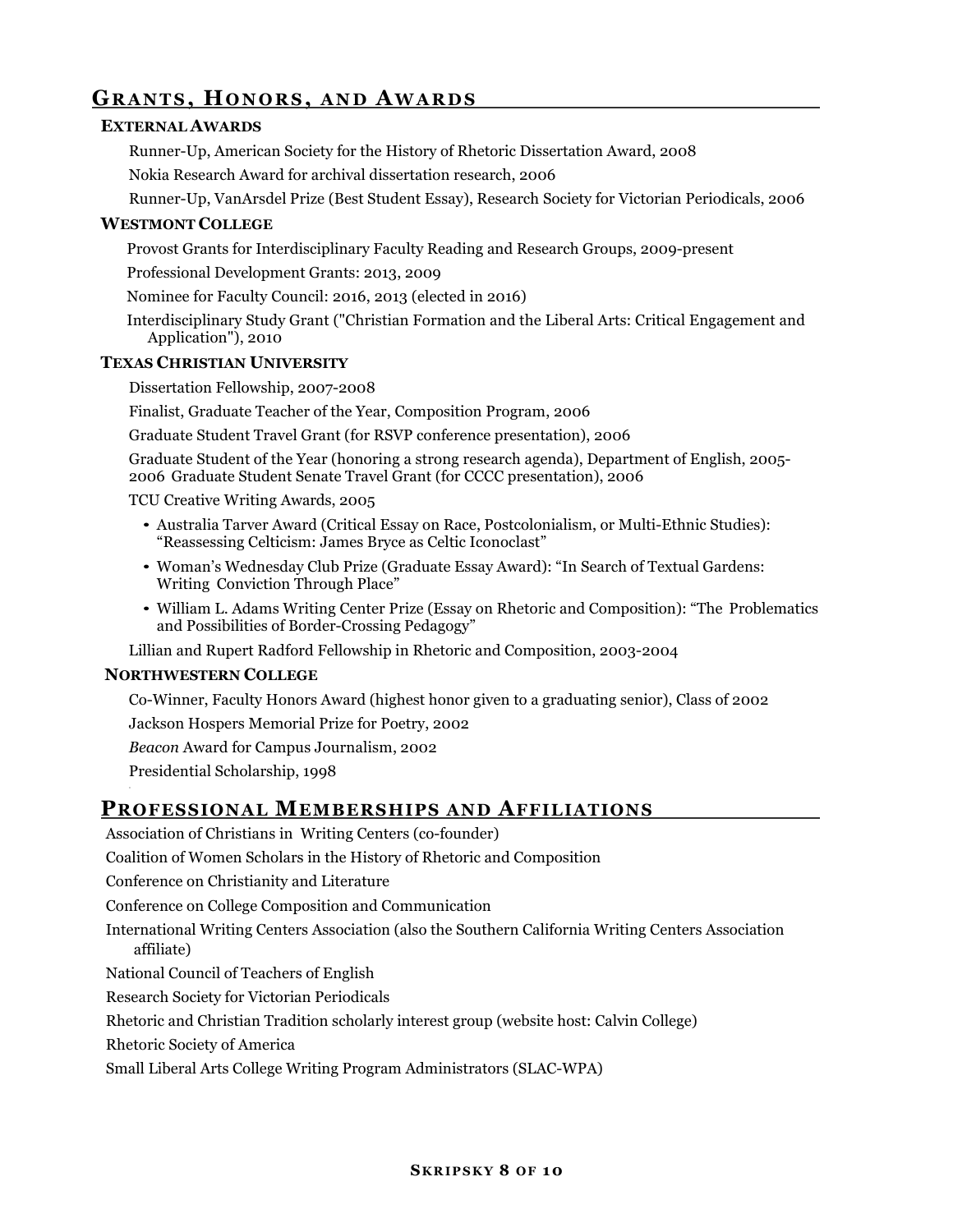## Grants, Honors, and Awards

### External Awards

Runner-Up, American Society for the History of Rhetoric Dissertation Award, 2008

Nokia Research Award for archival dissertation research, 2006

Runner-Up, VanArsdel Prize (Best Student Essay), Research Society for Victorian Periodicals, 2006

### Westmont College

Provost Grants for Interdisciplinary Faculty Reading and Research Groups, 2009-present

Professional Development Grants: 2013, 2009

Nominee for Faculty Council: 2016, 2013 (elected in 2016)

Interdisciplinary Study Grant ("Christian Formation and the Liberal Arts: Critical Engagement and Application"), 2010

### Texas Christian University

Dissertation Fellowship, 2007-2008

Finalist, Graduate Teacher of the Year, Composition Program, 2006

Graduate Student Travel Grant (for RSVP conference presentation), 2006

Graduate Student of the Year (honoring a strong research agenda), Department of English, 2005-2006 Graduate Student Senate Travel Grant (for CCCC presentation), 2006

TCU Creative Writing Awards, 2005

- Australia Tarver Award (Critical Essay on Race, Postcolonialism, or Multi-Ethnic Studies): "Reassessing Celticism: James Bryce as Celtic Iconoclast"
- Woman's Wednesday Club Prize (Graduate Essay Award): "In Search of Textual Gardens: Writing Conviction Through Place"
- William L. Adams Writing Center Prize (Essay on Rhetoric and Composition): "The Problematics and Possibilities of Border-Crossing Pedagogy"

Lillian and Rupert Radford Fellowship in Rhetoric and Composition, 2003-2004

### Northwestern College

Co-Winner, Faculty Honors Award (highest honor given to a graduating senior), Class of 2002

Jackson Hospers Memorial Prize for Poetry, 2002

*Beacon* Award for Campus Journalism, 2002

Presidential Scholarship, 1998

## Professional Memberships and Affiliations

Association of Christians in Writing Centers (co-founder)

Coalition of Women Scholars in the History of Rhetoric and Composition

Conference on Christianity and Literature

Conference on College Composition and Communication

International Writing Centers Association (also the Southern California Writing Centers Association affiliate)

National Council of Teachers of English

Research Society for Victorian Periodicals

Rhetoric and Christian Tradition scholarly interest group (website host: Calvin College)

Rhetoric Society of America

Small Liberal Arts College Writing Program Administrators (SLAC-WPA)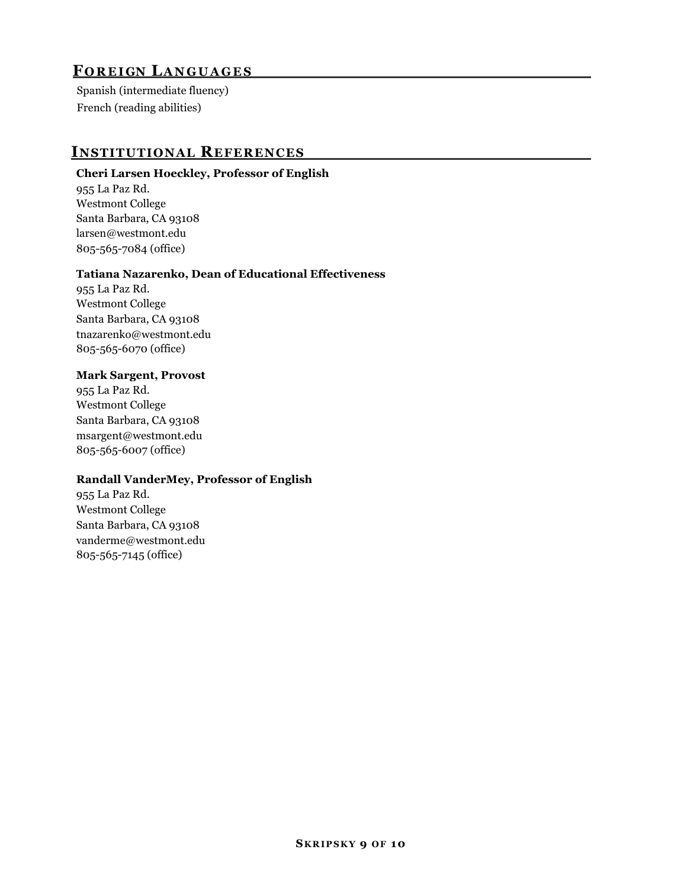## Foreign Languages

Spanish (intermediate fluency)
French (reading abilities)

## Institutional References

**Cheri Larsen Hoeckley, Professor of English**
955 La Paz Rd.
Westmont College
Santa Barbara, CA 93108
larsen@westmont.edu
805-565-7084 (office)

**Tatiana Nazarenko, Dean of Educational Effectiveness**
955 La Paz Rd.
Westmont College
Santa Barbara, CA 93108
tnazarenko@westmont.edu
805-565-6070 (office)

**Mark Sargent, Provost**
955 La Paz Rd.
Westmont College
Santa Barbara, CA 93108
msargent@westmont.edu
805-565-6007 (office)

**Randall VanderMey, Professor of English**
955 La Paz Rd.
Westmont College
Santa Barbara, CA 93108
vanderme@westmont.edu
805-565-7145 (office)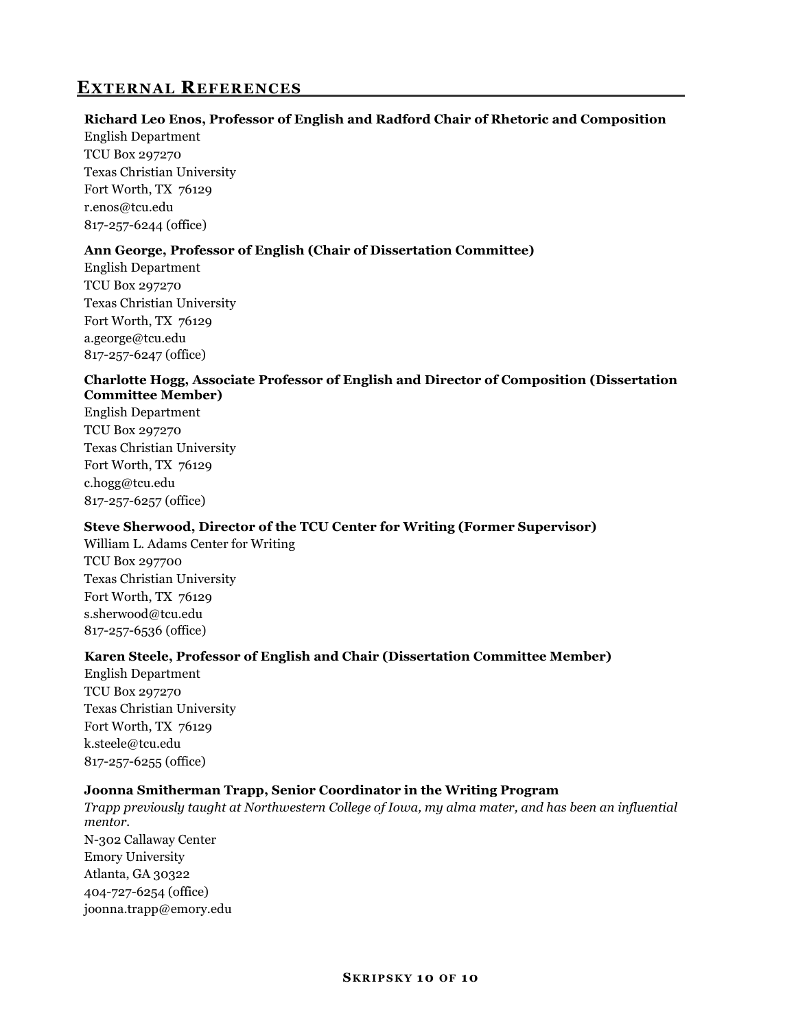## External References

**Richard Leo Enos, Professor of English and Radford Chair of Rhetoric and Composition**
English Department
TCU Box 297270
Texas Christian University
Fort Worth, TX 76129
r.enos@tcu.edu
817-257-6244 (office)

**Ann George, Professor of English (Chair of Dissertation Committee)**
English Department
TCU Box 297270
Texas Christian University
Fort Worth, TX 76129
a.george@tcu.edu
817-257-6247 (office)

**Charlotte Hogg, Associate Professor of English and Director of Composition (Dissertation Committee Member)**
English Department
TCU Box 297270
Texas Christian University
Fort Worth, TX 76129
c.hogg@tcu.edu
817-257-6257 (office)

**Steve Sherwood, Director of the TCU Center for Writing (Former Supervisor)**
William L. Adams Center for Writing
TCU Box 297700
Texas Christian University
Fort Worth, TX 76129
s.sherwood@tcu.edu
817-257-6536 (office)

**Karen Steele, Professor of English and Chair (Dissertation Committee Member)**
English Department
TCU Box 297270
Texas Christian University
Fort Worth, TX 76129
k.steele@tcu.edu
817-257-6255 (office)

**Joonna Smitherman Trapp, Senior Coordinator in the Writing Program**
*Trapp previously taught at Northwestern College of Iowa, my alma mater, and has been an influential mentor.*
N-302 Callaway Center
Emory University
Atlanta, GA 30322
404-727-6254 (office)
joonna.trapp@emory.edu